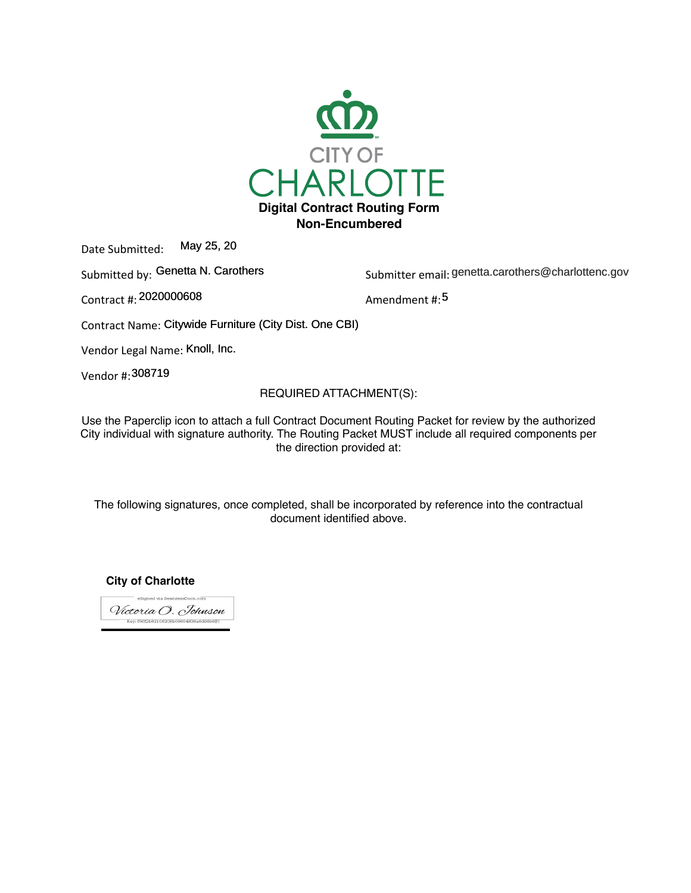CITY OF
CHARLOTTE

**Digital Contract Routing Form**
**Non-Encumbered**

Date Submitted: May 25, 20

Submitted by: Genetta N. Carothers

Submitter email: genetta.carothers@charlottenc.gov

Contract #: 2020000608

Amendment #: 5

Contract Name: Citywide Furniture (City Dist. One CBI)

Vendor Legal Name: Knoll, Inc.

Vendor #: 308719

REQUIRED ATTACHMENT(S):

Use the Paperclip icon to attach a full Contract Document Routing Packet for review by the authorized City individual with signature authority. The Routing Packet MUST include all required components per the direction provided at:

The following signatures, once completed, shall be incorporated by reference into the contractual document identified above.

**City of Charlotte**

eSigned via SeamlessDocs.com
Victoria O. Johnson
Key: f06f2b8210620Bb09804836a6d06b881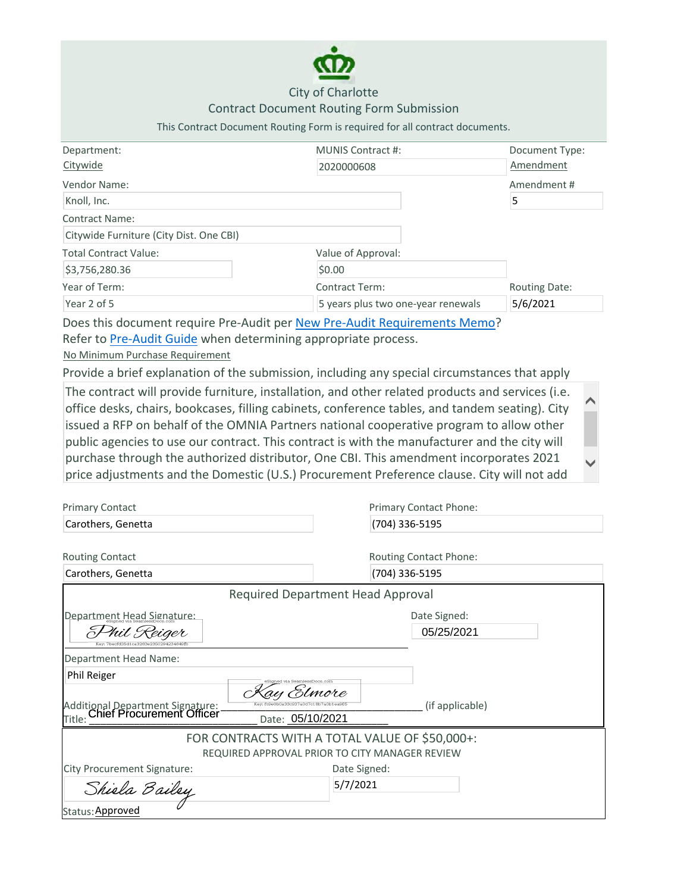City of Charlotte

## Contract Document Routing Form Submission

This Contract Document Routing Form is required for all contract documents.

Department: Citywide

MUNIS Contract #: 2020000608

Document Type: Amendment

Vendor Name: Knoll, Inc.

Amendment #: 5

Contract Name: Citywide Furniture (City Dist. One CBI)

Total Contract Value: $3,756,280.36

Value of Approval: $0.00

Year of Term: Year 2 of 5

Contract Term: 5 years plus two one-year renewals

Routing Date: 5/6/2021

Does this document require Pre-Audit per New Pre-Audit Requirements Memo?
Refer to Pre-Audit Guide when determining appropriate process.

No Minimum Purchase Requirement

Provide a brief explanation of the submission, including any special circumstances that apply

The contract will provide furniture, installation, and other related products and services (i.e. office desks, chairs, bookcases, filling cabinets, conference tables, and tandem seating). City issued a RFP on behalf of the OMNIA Partners national cooperative program to allow other public agencies to use our contract. This contract is with the manufacturer and the city will purchase through the authorized distributor, One CBI. This amendment incorporates 2021 price adjustments and the Domestic (U.S.) Procurement Preference clause. City will not add

Primary Contact: Carothers, Genetta

Primary Contact Phone: (704) 336-5195

Routing Contact: Carothers, Genetta

Routing Contact Phone: (704) 336-5195

### Required Department Head Approval

Department Head Signature: Phil Reiger

Date Signed: 05/25/2021

Department Head Name: Phil Reiger

Additional Department Signature: Kay Elmore (if applicable)

Title: Chief Procurement Officer

Date: 05/10/2021

### FOR CONTRACTS WITH A TOTAL VALUE OF $50,000+:

REQUIRED APPROVAL PRIOR TO CITY MANAGER REVIEW

City Procurement Signature: Shiela Bailey

Date Signed: 5/7/2021

Status: Approved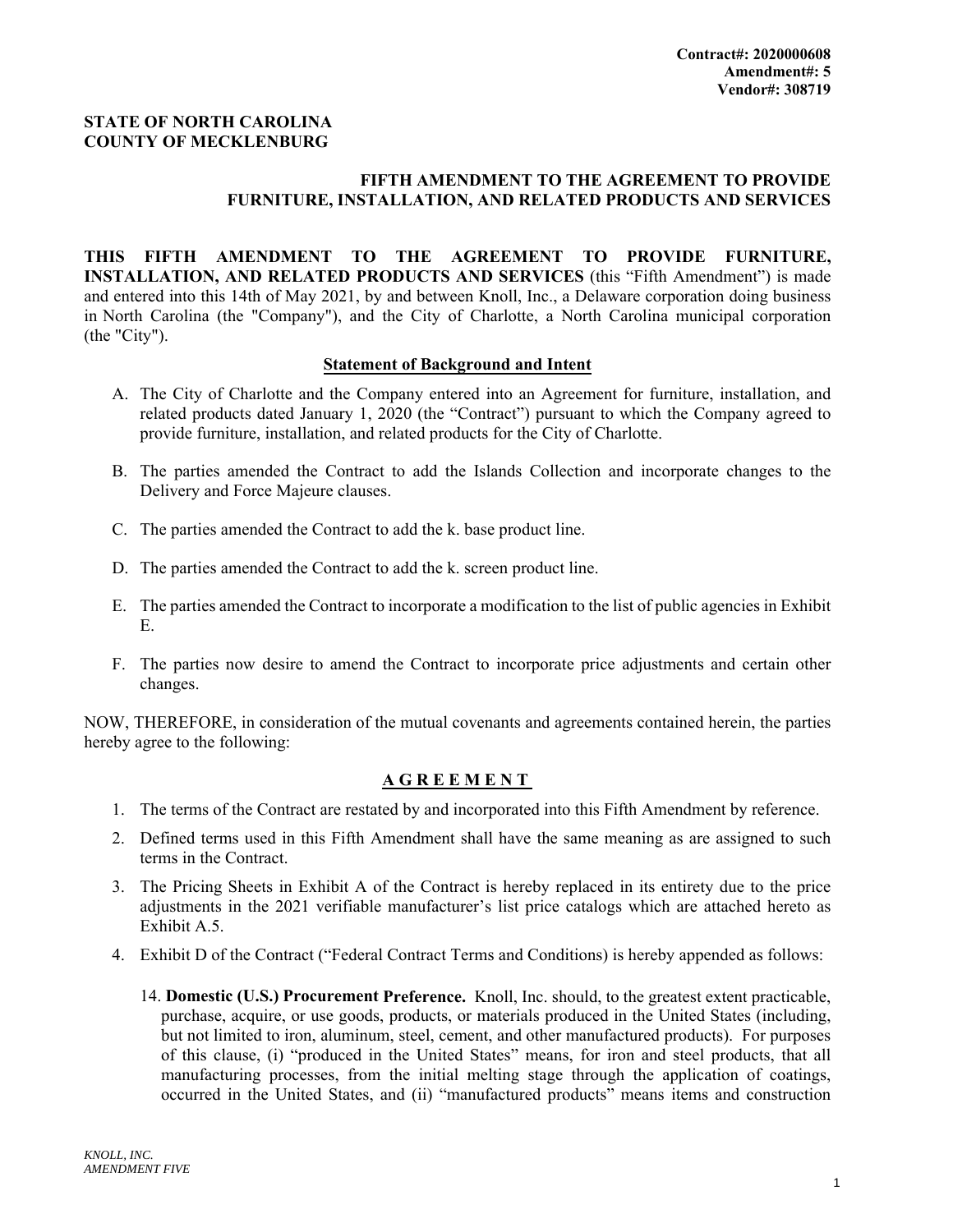**Contract#: 2020000608**
**Amendment#: 5**
**Vendor#: 308719**

**STATE OF NORTH CAROLINA**
**COUNTY OF MECKLENBURG**

**FIFTH AMENDMENT TO THE AGREEMENT TO PROVIDE FURNITURE, INSTALLATION, AND RELATED PRODUCTS AND SERVICES**

**THIS FIFTH AMENDMENT TO THE AGREEMENT TO PROVIDE FURNITURE, INSTALLATION, AND RELATED PRODUCTS AND SERVICES** (this "Fifth Amendment") is made and entered into this 14th of May 2021, by and between Knoll, Inc., a Delaware corporation doing business in North Carolina (the "Company"), and the City of Charlotte, a North Carolina municipal corporation (the "City").

**Statement of Background and Intent**

A. The City of Charlotte and the Company entered into an Agreement for furniture, installation, and related products dated January 1, 2020 (the "Contract") pursuant to which the Company agreed to provide furniture, installation, and related products for the City of Charlotte.

B. The parties amended the Contract to add the Islands Collection and incorporate changes to the Delivery and Force Majeure clauses.

C. The parties amended the Contract to add the k. base product line.

D. The parties amended the Contract to add the k. screen product line.

E. The parties amended the Contract to incorporate a modification to the list of public agencies in Exhibit E.

F. The parties now desire to amend the Contract to incorporate price adjustments and certain other changes.

NOW, THEREFORE, in consideration of the mutual covenants and agreements contained herein, the parties hereby agree to the following:

**A G R E E M E N T**

1. The terms of the Contract are restated by and incorporated into this Fifth Amendment by reference.

2. Defined terms used in this Fifth Amendment shall have the same meaning as are assigned to such terms in the Contract.

3. The Pricing Sheets in Exhibit A of the Contract is hereby replaced in its entirety due to the price adjustments in the 2021 verifiable manufacturer's list price catalogs which are attached hereto as Exhibit A.5.

4. Exhibit D of the Contract ("Federal Contract Terms and Conditions) is hereby appended as follows:

   14. **Domestic (U.S.) Procurement Preference.** Knoll, Inc. should, to the greatest extent practicable, purchase, acquire, or use goods, products, or materials produced in the United States (including, but not limited to iron, aluminum, steel, cement, and other manufactured products). For purposes of this clause, (i) "produced in the United States" means, for iron and steel products, that all manufacturing processes, from the initial melting stage through the application of coatings, occurred in the United States, and (ii) "manufactured products" means items and construction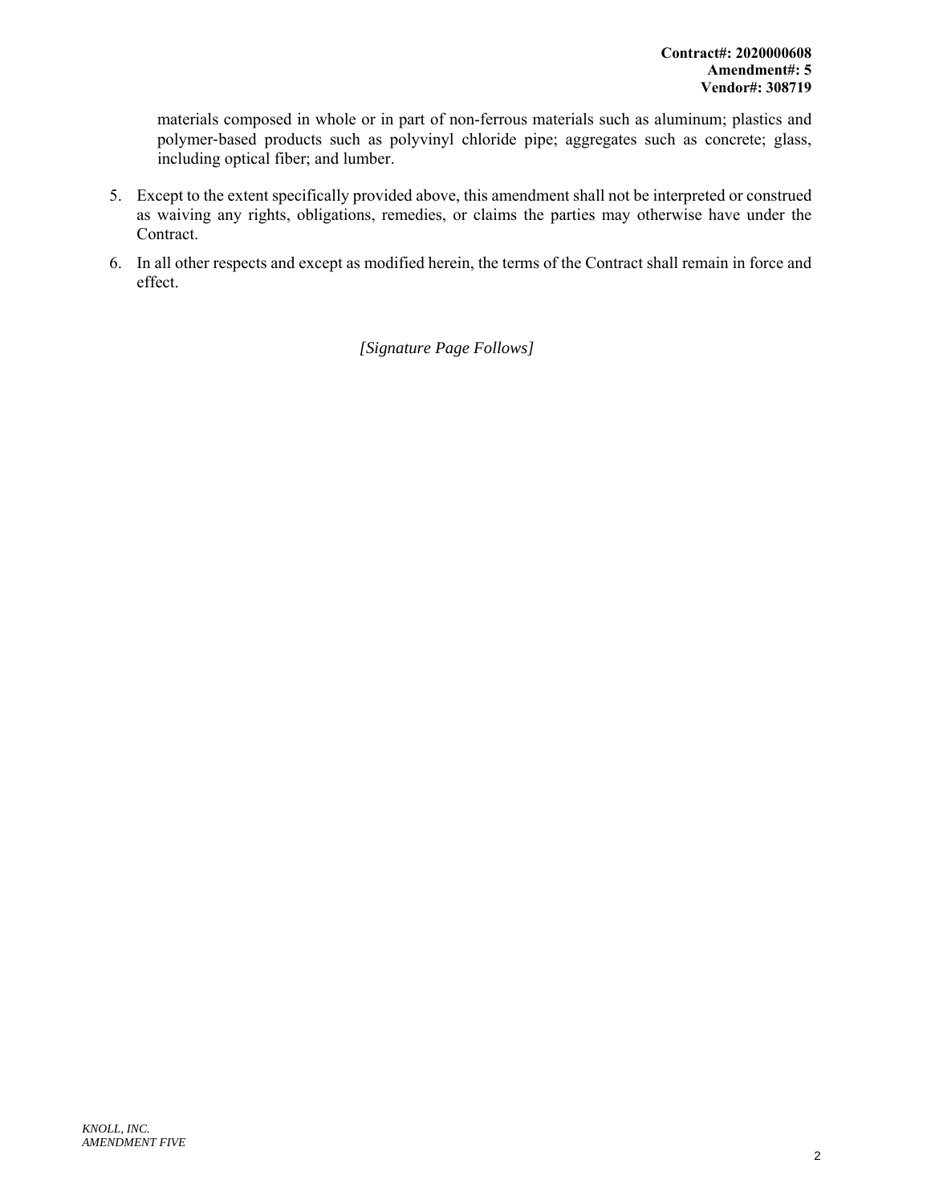materials composed in whole or in part of non-ferrous materials such as aluminum; plastics and polymer-based products such as polyvinyl chloride pipe; aggregates such as concrete; glass, including optical fiber; and lumber.

5. Except to the extent specifically provided above, this amendment shall not be interpreted or construed as waiving any rights, obligations, remedies, or claims the parties may otherwise have under the Contract.

6. In all other respects and except as modified herein, the terms of the Contract shall remain in force and effect.

*[Signature Page Follows]*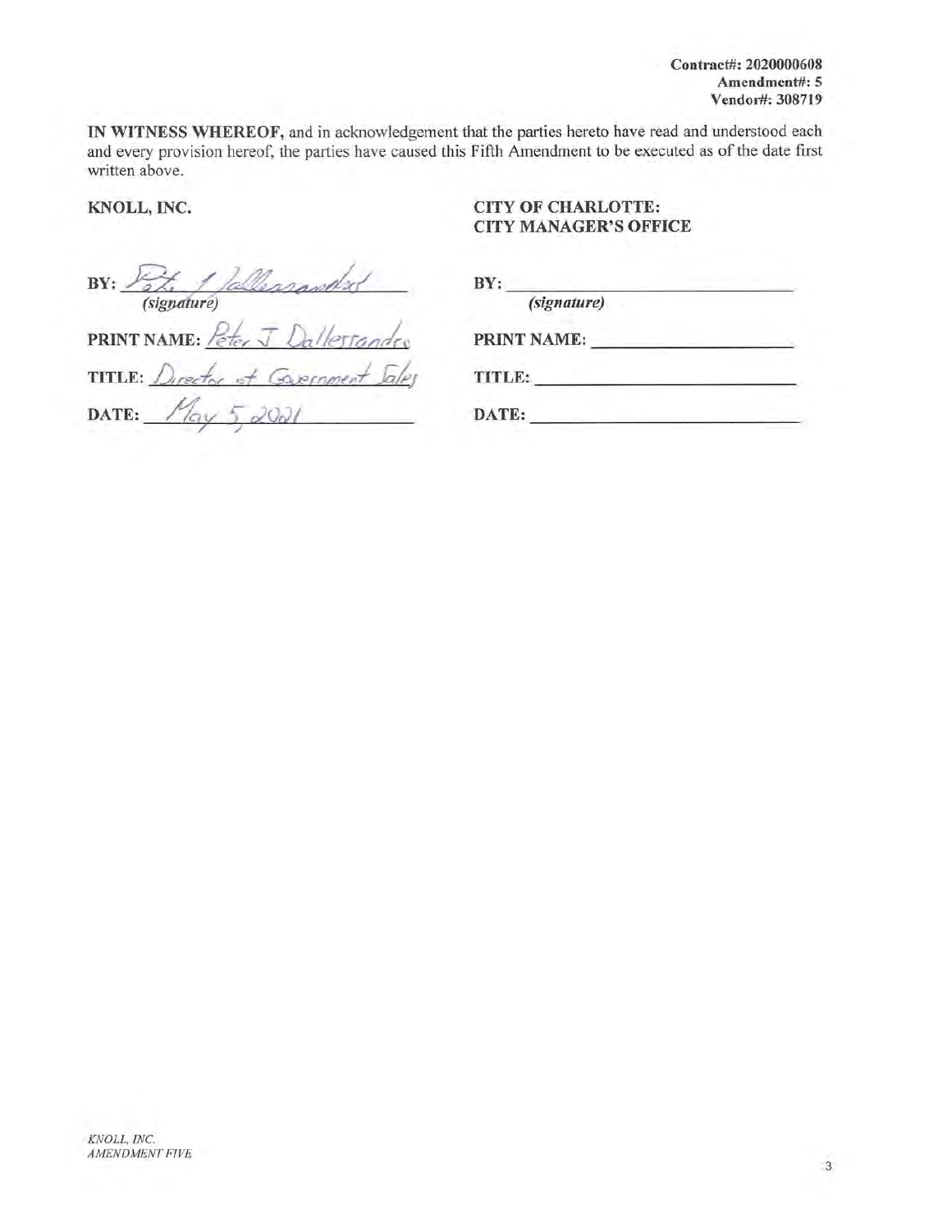**Contract#: 2020000608**
**Amendment#: 5**
**Vendor#: 308719**

**IN WITNESS WHEREOF,** and in acknowledgement that the parties hereto have read and understood each and every provision hereof, the parties have caused this Fifth Amendment to be executed as of the date first written above.

| **KNOLL, INC.** | **CITY OF CHARLOTTE: CITY MANAGER'S OFFICE** |
|---|---|
| **BY:** Peter J Dallessandro *(signature)* | **BY:** ______________ *(signature)* |
| **PRINT NAME:** Peter J Dallessandro | **PRINT NAME:** ______________ |
| **TITLE:** Director of Government Sales | **TITLE:** ______________ |
| **DATE:** May 5, 2021 | **DATE:** ______________ |

*KNOLL, INC.*
*AMENDMENT FIVE*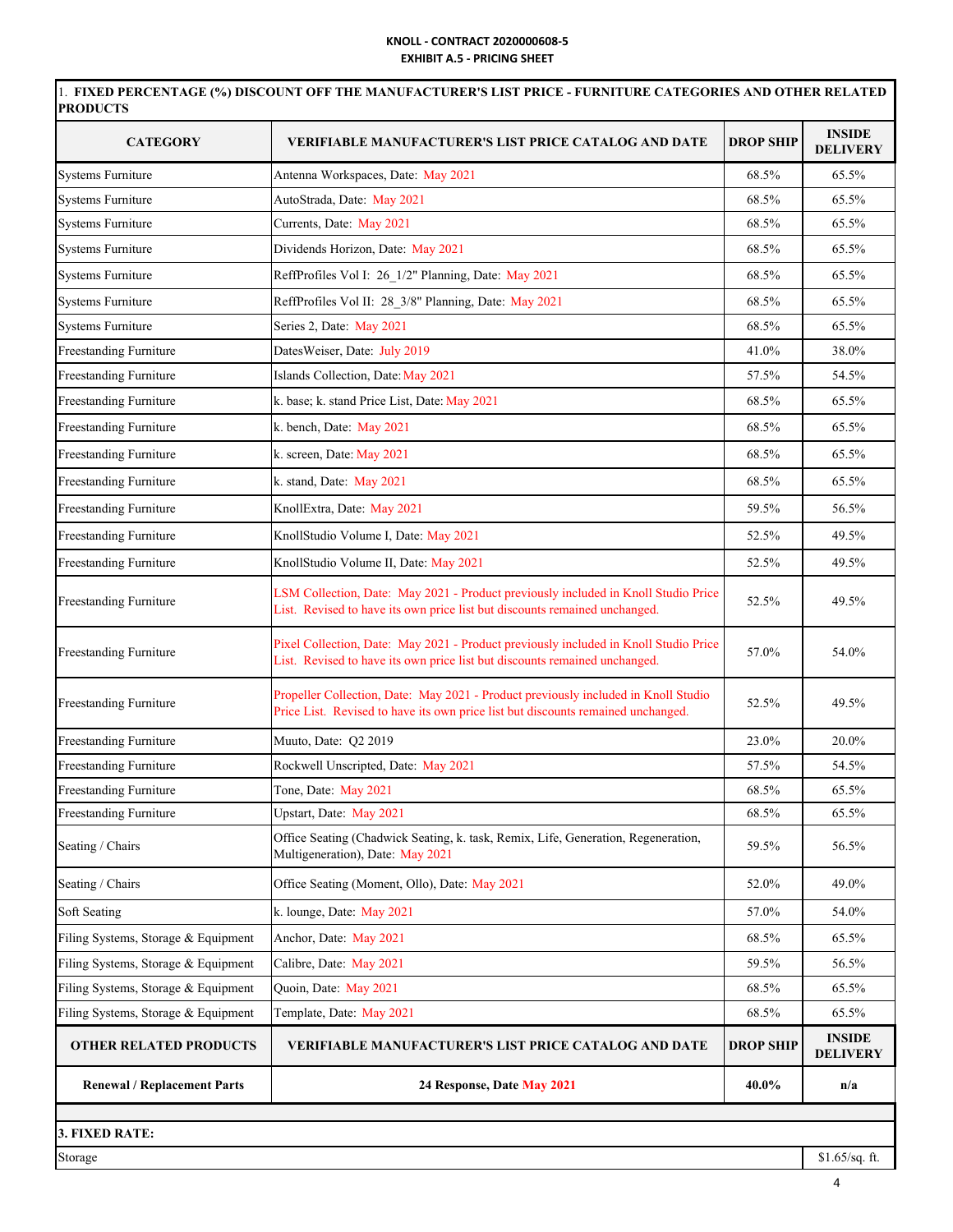**KNOLL - CONTRACT 2020000608-5**
**EXHIBIT A.5 - PRICING SHEET**

| 1. FIXED PERCENTAGE (%) DISCOUNT OFF THE MANUFACTURER'S LIST PRICE - FURNITURE CATEGORIES AND OTHER RELATED PRODUCTS | | | |
|---|---|---|---|
| **CATEGORY** | **VERIFIABLE MANUFACTURER'S LIST PRICE CATALOG AND DATE** | **DROP SHIP** | **INSIDE DELIVERY** |
| Systems Furniture | Antenna Workspaces, Date: May 2021 | 68.5% | 65.5% |
| Systems Furniture | AutoStrada, Date: May 2021 | 68.5% | 65.5% |
| Systems Furniture | Currents, Date: May 2021 | 68.5% | 65.5% |
| Systems Furniture | Dividends Horizon, Date: May 2021 | 68.5% | 65.5% |
| Systems Furniture | ReffProfiles Vol I: 26_1/2" Planning, Date: May 2021 | 68.5% | 65.5% |
| Systems Furniture | ReffProfiles Vol II: 28_3/8" Planning, Date: May 2021 | 68.5% | 65.5% |
| Systems Furniture | Series 2, Date: May 2021 | 68.5% | 65.5% |
| Freestanding Furniture | DatesWeiser, Date: July 2019 | 41.0% | 38.0% |
| Freestanding Furniture | Islands Collection, Date: May 2021 | 57.5% | 54.5% |
| Freestanding Furniture | k. base; k. stand Price List, Date: May 2021 | 68.5% | 65.5% |
| Freestanding Furniture | k. bench, Date: May 2021 | 68.5% | 65.5% |
| Freestanding Furniture | k. screen, Date: May 2021 | 68.5% | 65.5% |
| Freestanding Furniture | k. stand, Date: May 2021 | 68.5% | 65.5% |
| Freestanding Furniture | KnollExtra, Date: May 2021 | 59.5% | 56.5% |
| Freestanding Furniture | KnollStudio Volume I, Date: May 2021 | 52.5% | 49.5% |
| Freestanding Furniture | KnollStudio Volume II, Date: May 2021 | 52.5% | 49.5% |
| Freestanding Furniture | LSM Collection, Date: May 2021 - Product previously included in Knoll Studio Price List. Revised to have its own price list but discounts remained unchanged. | 52.5% | 49.5% |
| Freestanding Furniture | Pixel Collection, Date: May 2021 - Product previously included in Knoll Studio Price List. Revised to have its own price list but discounts remained unchanged. | 57.0% | 54.0% |
| Freestanding Furniture | Propeller Collection, Date: May 2021 - Product previously included in Knoll Studio Price List. Revised to have its own price list but discounts remained unchanged. | 52.5% | 49.5% |
| Freestanding Furniture | Muuto, Date: Q2 2019 | 23.0% | 20.0% |
| Freestanding Furniture | Rockwell Unscripted, Date: May 2021 | 57.5% | 54.5% |
| Freestanding Furniture | Tone, Date: May 2021 | 68.5% | 65.5% |
| Freestanding Furniture | Upstart, Date: May 2021 | 68.5% | 65.5% |
| Seating / Chairs | Office Seating (Chadwick Seating, k. task, Remix, Life, Generation, Regeneration, Multigeneration), Date: May 2021 | 59.5% | 56.5% |
| Seating / Chairs | Office Seating (Moment, Ollo), Date: May 2021 | 52.0% | 49.0% |
| Soft Seating | k. lounge, Date: May 2021 | 57.0% | 54.0% |
| Filing Systems, Storage & Equipment | Anchor, Date: May 2021 | 68.5% | 65.5% |
| Filing Systems, Storage & Equipment | Calibre, Date: May 2021 | 59.5% | 56.5% |
| Filing Systems, Storage & Equipment | Quoin, Date: May 2021 | 68.5% | 65.5% |
| Filing Systems, Storage & Equipment | Template, Date: May 2021 | 68.5% | 65.5% |
| **OTHER RELATED PRODUCTS** | **VERIFIABLE MANUFACTURER'S LIST PRICE CATALOG AND DATE** | **DROP SHIP** | **INSIDE DELIVERY** |
| **Renewal / Replacement Parts** | **24 Response, Date May 2021** | **40.0%** | **n/a** |

| 3. FIXED RATE: | |
|---|---|
| Storage | $1.65/sq. ft. |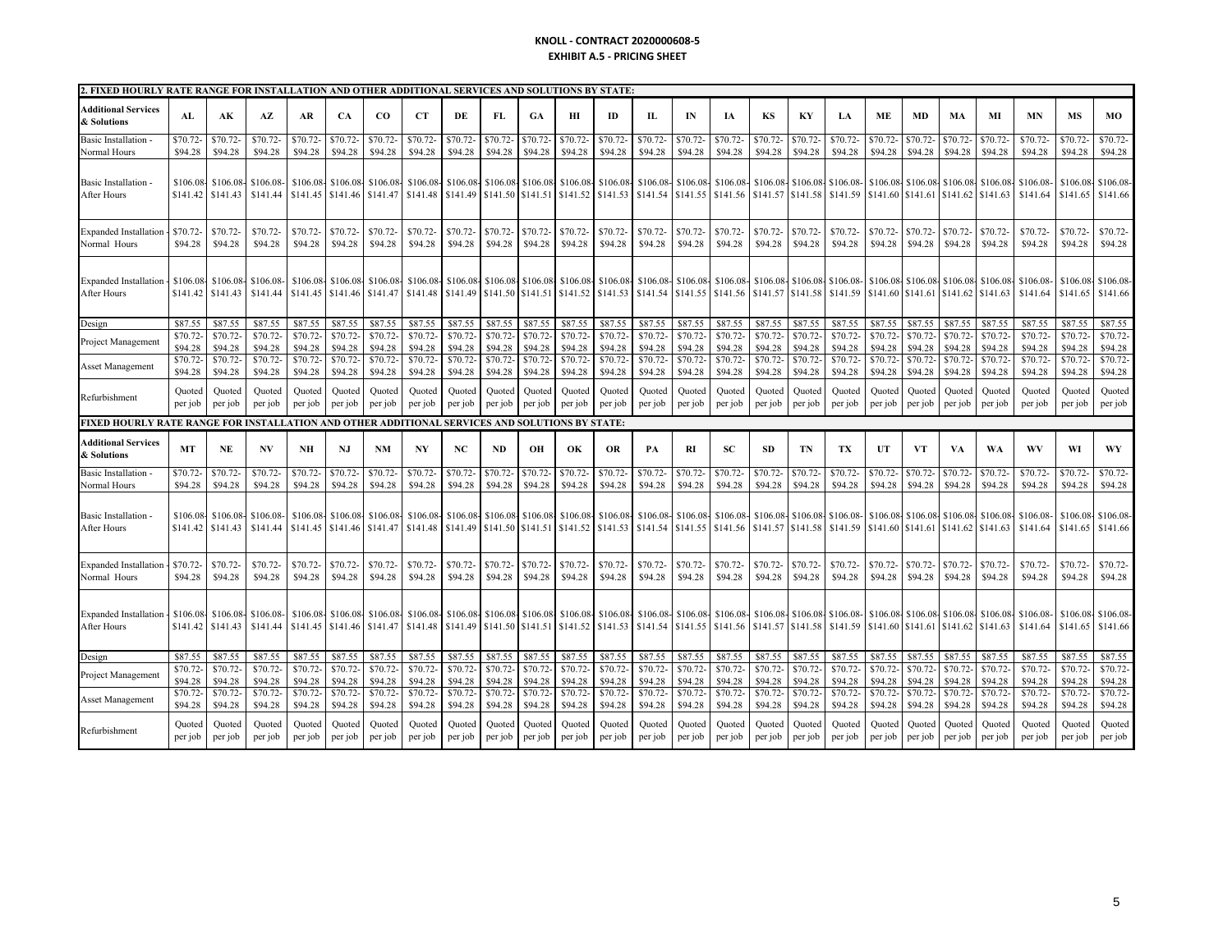**KNOLL - CONTRACT 2020000608-5**
**EXHIBIT A.5 - PRICING SHEET**

**2. FIXED HOURLY RATE RANGE FOR INSTALLATION AND OTHER ADDITIONAL SERVICES AND SOLUTIONS BY STATE:**

| Additional Services & Solutions | AL | AK | AZ | AR | CA | CO | CT | DE | FL | GA | HI | ID | IL | IN | IA | KS | KY | LA | ME | MD | MA | MI | MN | MS | MO |
|---|---|---|---|---|---|---|---|---|---|---|---|---|---|---|---|---|---|---|---|---|---|---|---|---|---|
| Basic Installation - Normal Hours | $70.72- $94.28 | $70.72- $94.28 | $70.72- $94.28 | $70.72- $94.28 | $70.72- $94.28 | $70.72- $94.28 | $70.72- $94.28 | $70.72- $94.28 | $70.72- $94.28 | $70.72- $94.28 | $70.72- $94.28 | $70.72- $94.28 | $70.72- $94.28 | $70.72- $94.28 | $70.72- $94.28 | $70.72- $94.28 | $70.72- $94.28 | $70.72- $94.28 | $70.72- $94.28 | $70.72- $94.28 | $70.72- $94.28 | $70.72- $94.28 | $70.72- $94.28 | $70.72- $94.28 | $70.72- $94.28 |
| Basic Installation - After Hours | $106.08- $141.42 | $106.08- $141.43 | $106.08- $141.44 | $106.08- $141.45 | $106.08- $141.46 | $106.08- $141.47 | $106.08- $141.48 | $106.08- $141.49 | $106.08- $141.50 | $106.08- $141.51 | $106.08- $141.52 | $106.08- $141.53 | $106.08- $141.54 | $106.08- $141.55 | $106.08- $141.56 | $106.08- $141.57 | $106.08- $141.58 | $106.08- $141.59 | $106.08- $141.60 | $106.08- $141.61 | $106.08- $141.62 | $106.08- $141.63 | $106.08- $141.64 | $106.08- $141.65 | $106.08- $141.66 |
| Expanded Installation - Normal Hours | $70.72- $94.28 | $70.72- $94.28 | $70.72- $94.28 | $70.72- $94.28 | $70.72- $94.28 | $70.72- $94.28 | $70.72- $94.28 | $70.72- $94.28 | $70.72- $94.28 | $70.72- $94.28 | $70.72- $94.28 | $70.72- $94.28 | $70.72- $94.28 | $70.72- $94.28 | $70.72- $94.28 | $70.72- $94.28 | $70.72- $94.28 | $70.72- $94.28 | $70.72- $94.28 | $70.72- $94.28 | $70.72- $94.28 | $70.72- $94.28 | $70.72- $94.28 | $70.72- $94.28 | $70.72- $94.28 |
| Expanded Installation - After Hours | $106.08- $141.42 | $106.08- $141.43 | $106.08- $141.44 | $106.08- $141.45 | $106.08- $141.46 | $106.08- $141.47 | $106.08- $141.48 | $106.08- $141.49 | $106.08- $141.50 | $106.08- $141.51 | $106.08- $141.52 | $106.08- $141.53 | $106.08- $141.54 | $106.08- $141.55 | $106.08- $141.56 | $106.08- $141.57 | $106.08- $141.58 | $106.08- $141.59 | $106.08- $141.60 | $106.08- $141.61 | $106.08- $141.62 | $106.08- $141.63 | $106.08- $141.64 | $106.08- $141.65 | $106.08- $141.66 |
| Design | $87.55 | $87.55 | $87.55 | $87.55 | $87.55 | $87.55 | $87.55 | $87.55 | $87.55 | $87.55 | $87.55 | $87.55 | $87.55 | $87.55 | $87.55 | $87.55 | $87.55 | $87.55 | $87.55 | $87.55 | $87.55 | $87.55 | $87.55 | $87.55 | $87.55 |
| Project Management | $70.72- $94.28 | $70.72- $94.28 | $70.72- $94.28 | $70.72- $94.28 | $70.72- $94.28 | $70.72- $94.28 | $70.72- $94.28 | $70.72- $94.28 | $70.72- $94.28 | $70.72- $94.28 | $70.72- $94.28 | $70.72- $94.28 | $70.72- $94.28 | $70.72- $94.28 | $70.72- $94.28 | $70.72- $94.28 | $70.72- $94.28 | $70.72- $94.28 | $70.72- $94.28 | $70.72- $94.28 | $70.72- $94.28 | $70.72- $94.28 | $70.72- $94.28 | $70.72- $94.28 | $70.72- $94.28 |
| Asset Management | $70.72- $94.28 | $70.72- $94.28 | $70.72- $94.28 | $70.72- $94.28 | $70.72- $94.28 | $70.72- $94.28 | $70.72- $94.28 | $70.72- $94.28 | $70.72- $94.28 | $70.72- $94.28 | $70.72- $94.28 | $70.72- $94.28 | $70.72- $94.28 | $70.72- $94.28 | $70.72- $94.28 | $70.72- $94.28 | $70.72- $94.28 | $70.72- $94.28 | $70.72- $94.28 | $70.72- $94.28 | $70.72- $94.28 | $70.72- $94.28 | $70.72- $94.28 | $70.72- $94.28 | $70.72- $94.28 |
| Refurbishment | Quoted per job | Quoted per job | Quoted per job | Quoted per job | Quoted per job | Quoted per job | Quoted per job | Quoted per job | Quoted per job | Quoted per job | Quoted per job | Quoted per job | Quoted per job | Quoted per job | Quoted per job | Quoted per job | Quoted per job | Quoted per job | Quoted per job | Quoted per job | Quoted per job | Quoted per job | Quoted per job | Quoted per job | Quoted per job |

**FIXED HOURLY RATE RANGE FOR INSTALLATION AND OTHER ADDITIONAL SERVICES AND SOLUTIONS BY STATE:**

| Additional Services & Solutions | MT | NE | NV | NH | NJ | NM | NY | NC | ND | OH | OK | OR | PA | RI | SC | SD | TN | TX | UT | VT | VA | WA | WV | WI | WY |
|---|---|---|---|---|---|---|---|---|---|---|---|---|---|---|---|---|---|---|---|---|---|---|---|---|---|
| Basic Installation - Normal Hours | $70.72- $94.28 | $70.72- $94.28 | $70.72- $94.28 | $70.72- $94.28 | $70.72- $94.28 | $70.72- $94.28 | $70.72- $94.28 | $70.72- $94.28 | $70.72- $94.28 | $70.72- $94.28 | $70.72- $94.28 | $70.72- $94.28 | $70.72- $94.28 | $70.72- $94.28 | $70.72- $94.28 | $70.72- $94.28 | $70.72- $94.28 | $70.72- $94.28 | $70.72- $94.28 | $70.72- $94.28 | $70.72- $94.28 | $70.72- $94.28 | $70.72- $94.28 | $70.72- $94.28 | $70.72- $94.28 |
| Basic Installation - After Hours | $106.08- $141.42 | $106.08- $141.43 | $106.08- $141.44 | $106.08- $141.45 | $106.08- $141.46 | $106.08- $141.47 | $106.08- $141.48 | $106.08- $141.49 | $106.08- $141.50 | $106.08- $141.51 | $106.08- $141.52 | $106.08- $141.53 | $106.08- $141.54 | $106.08- $141.55 | $106.08- $141.56 | $106.08- $141.57 | $106.08- $141.58 | $106.08- $141.59 | $106.08- $141.60 | $106.08- $141.61 | $106.08- $141.62 | $106.08- $141.63 | $106.08- $141.64 | $106.08- $141.65 | $106.08- $141.66 |
| Expanded Installation - Normal Hours | $70.72- $94.28 | $70.72- $94.28 | $70.72- $94.28 | $70.72- $94.28 | $70.72- $94.28 | $70.72- $94.28 | $70.72- $94.28 | $70.72- $94.28 | $70.72- $94.28 | $70.72- $94.28 | $70.72- $94.28 | $70.72- $94.28 | $70.72- $94.28 | $70.72- $94.28 | $70.72- $94.28 | $70.72- $94.28 | $70.72- $94.28 | $70.72- $94.28 | $70.72- $94.28 | $70.72- $94.28 | $70.72- $94.28 | $70.72- $94.28 | $70.72- $94.28 | $70.72- $94.28 | $70.72- $94.28 |
| Expanded Installation - After Hours | $106.08- $141.42 | $106.08- $141.43 | $106.08- $141.44 | $106.08- $141.45 | $106.08- $141.46 | $106.08- $141.47 | $106.08- $141.48 | $106.08- $141.49 | $106.08- $141.50 | $106.08- $141.51 | $106.08- $141.52 | $106.08- $141.53 | $106.08- $141.54 | $106.08- $141.55 | $106.08- $141.56 | $106.08- $141.57 | $106.08- $141.58 | $106.08- $141.59 | $106.08- $141.60 | $106.08- $141.61 | $106.08- $141.62 | $106.08- $141.63 | $106.08- $141.64 | $106.08- $141.65 | $106.08- $141.66 |
| Design | $87.55 | $87.55 | $87.55 | $87.55 | $87.55 | $87.55 | $87.55 | $87.55 | $87.55 | $87.55 | $87.55 | $87.55 | $87.55 | $87.55 | $87.55 | $87.55 | $87.55 | $87.55 | $87.55 | $87.55 | $87.55 | $87.55 | $87.55 | $87.55 | $87.55 |
| Project Management | $70.72- $94.28 | $70.72- $94.28 | $70.72- $94.28 | $70.72- $94.28 | $70.72- $94.28 | $70.72- $94.28 | $70.72- $94.28 | $70.72- $94.28 | $70.72- $94.28 | $70.72- $94.28 | $70.72- $94.28 | $70.72- $94.28 | $70.72- $94.28 | $70.72- $94.28 | $70.72- $94.28 | $70.72- $94.28 | $70.72- $94.28 | $70.72- $94.28 | $70.72- $94.28 | $70.72- $94.28 | $70.72- $94.28 | $70.72- $94.28 | $70.72- $94.28 | $70.72- $94.28 | $70.72- $94.28 |
| Asset Management | $70.72- $94.28 | $70.72- $94.28 | $70.72- $94.28 | $70.72- $94.28 | $70.72- $94.28 | $70.72- $94.28 | $70.72- $94.28 | $70.72- $94.28 | $70.72- $94.28 | $70.72- $94.28 | $70.72- $94.28 | $70.72- $94.28 | $70.72- $94.28 | $70.72- $94.28 | $70.72- $94.28 | $70.72- $94.28 | $70.72- $94.28 | $70.72- $94.28 | $70.72- $94.28 | $70.72- $94.28 | $70.72- $94.28 | $70.72- $94.28 | $70.72- $94.28 | $70.72- $94.28 | $70.72- $94.28 |
| Refurbishment | Quoted per job | Quoted per job | Quoted per job | Quoted per job | Quoted per job | Quoted per job | Quoted per job | Quoted per job | Quoted per job | Quoted per job | Quoted per job | Quoted per job | Quoted per job | Quoted per job | Quoted per job | Quoted per job | Quoted per job | Quoted per job | Quoted per job | Quoted per job | Quoted per job | Quoted per job | Quoted per job | Quoted per job | Quoted per job |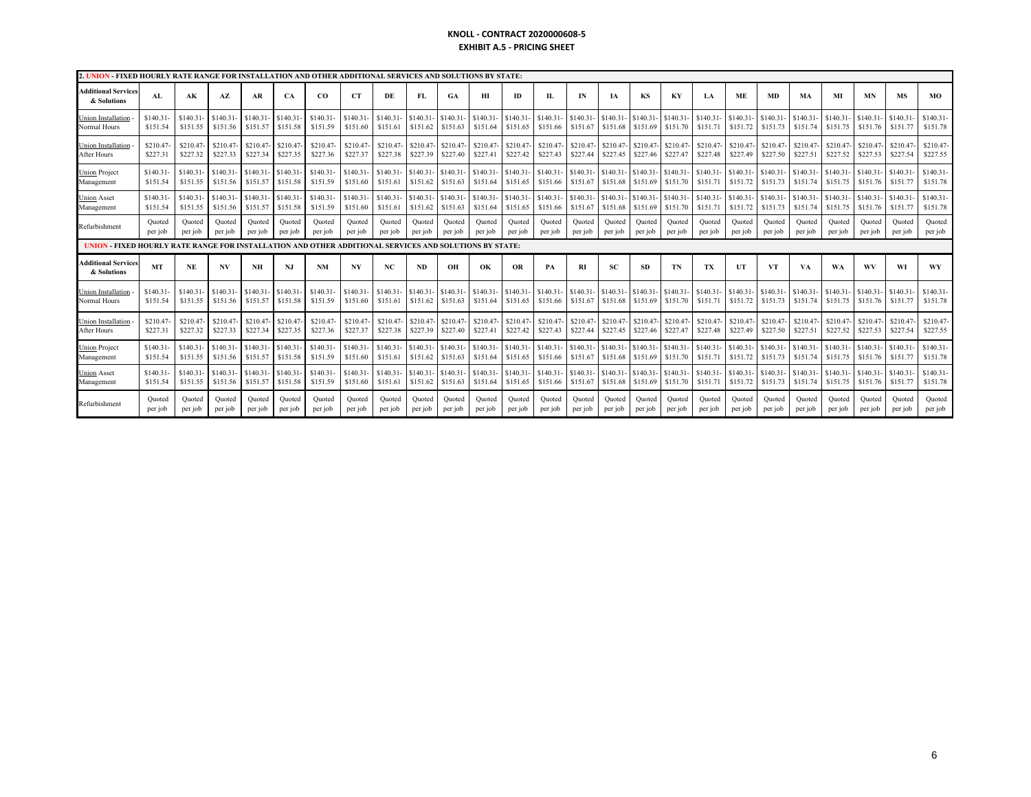# KNOLL - CONTRACT 2020000608-5

## EXHIBIT A.5 - PRICING SHEET

**2. UNION - FIXED HOURLY RATE RANGE FOR INSTALLATION AND OTHER ADDITIONAL SERVICES AND SOLUTIONS BY STATE:**

| Additional Services & Solutions | AL | AK | AZ | AR | CA | CO | CT | DE | FL | GA | HI | ID | IL | IN | IA | KS | KY | LA | ME | MD | MA | MI | MN | MS | MO |
|---|---|---|---|---|---|---|---|---|---|---|---|---|---|---|---|---|---|---|---|---|---|---|---|---|---|
| Union Installation - Normal Hours | $140.31-$151.54 | $140.31-$151.55 | $140.31-$151.56 | $140.31-$151.57 | $140.31-$151.58 | $140.31-$151.59 | $140.31-$151.60 | $140.31-$151.61 | $140.31-$151.62 | $140.31-$151.63 | $140.31-$151.64 | $140.31-$151.65 | $140.31-$151.66 | $140.31-$151.67 | $140.31-$151.68 | $140.31-$151.69 | $140.31-$151.70 | $140.31-$151.71 | $140.31-$151.72 | $140.31-$151.73 | $140.31-$151.74 | $140.31-$151.75 | $140.31-$151.76 | $140.31-$151.77 | $140.31-$151.78 |
| Union Installation - After Hours | $210.47-$227.31 | $210.47-$227.32 | $210.47-$227.33 | $210.47-$227.34 | $210.47-$227.35 | $210.47-$227.36 | $210.47-$227.37 | $210.47-$227.38 | $210.47-$227.39 | $210.47-$227.40 | $210.47-$227.41 | $210.47-$227.42 | $210.47-$227.43 | $210.47-$227.44 | $210.47-$227.45 | $210.47-$227.46 | $210.47-$227.47 | $210.47-$227.48 | $210.47-$227.49 | $210.47-$227.50 | $210.47-$227.51 | $210.47-$227.52 | $210.47-$227.53 | $210.47-$227.54 | $210.47-$227.55 |
| Union Project Management | $140.31-$151.54 | $140.31-$151.55 | $140.31-$151.56 | $140.31-$151.57 | $140.31-$151.58 | $140.31-$151.59 | $140.31-$151.60 | $140.31-$151.61 | $140.31-$151.62 | $140.31-$151.63 | $140.31-$151.64 | $140.31-$151.65 | $140.31-$151.66 | $140.31-$151.67 | $140.31-$151.68 | $140.31-$151.69 | $140.31-$151.70 | $140.31-$151.71 | $140.31-$151.72 | $140.31-$151.73 | $140.31-$151.74 | $140.31-$151.75 | $140.31-$151.76 | $140.31-$151.77 | $140.31-$151.78 |
| Union Asset Management | $140.31-$151.54 | $140.31-$151.55 | $140.31-$151.56 | $140.31-$151.57 | $140.31-$151.58 | $140.31-$151.59 | $140.31-$151.60 | $140.31-$151.61 | $140.31-$151.62 | $140.31-$151.63 | $140.31-$151.64 | $140.31-$151.65 | $140.31-$151.66 | $140.31-$151.67 | $140.31-$151.68 | $140.31-$151.69 | $140.31-$151.70 | $140.31-$151.71 | $140.31-$151.72 | $140.31-$151.73 | $140.31-$151.74 | $140.31-$151.75 | $140.31-$151.76 | $140.31-$151.77 | $140.31-$151.78 |
| Refurbishment | Quoted per job | Quoted per job | Quoted per job | Quoted per job | Quoted per job | Quoted per job | Quoted per job | Quoted per job | Quoted per job | Quoted per job | Quoted per job | Quoted per job | Quoted per job | Quoted per job | Quoted per job | Quoted per job | Quoted per job | Quoted per job | Quoted per job | Quoted per job | Quoted per job | Quoted per job | Quoted per job | Quoted per job | Quoted per job |

**UNION - FIXED HOURLY RATE RANGE FOR INSTALLATION AND OTHER ADDITIONAL SERVICES AND SOLUTIONS BY STATE:**

| Additional Services & Solutions | MT | NE | NV | NH | NJ | NM | NY | NC | ND | OH | OK | OR | PA | RI | SC | SD | TN | TX | UT | VT | VA | WA | WV | WI | WY |
|---|---|---|---|---|---|---|---|---|---|---|---|---|---|---|---|---|---|---|---|---|---|---|---|---|---|
| Union Installation - Normal Hours | $140.31-$151.54 | $140.31-$151.55 | $140.31-$151.56 | $140.31-$151.57 | $140.31-$151.58 | $140.31-$151.59 | $140.31-$151.60 | $140.31-$151.61 | $140.31-$151.62 | $140.31-$151.63 | $140.31-$151.64 | $140.31-$151.65 | $140.31-$151.66 | $140.31-$151.67 | $140.31-$151.68 | $140.31-$151.69 | $140.31-$151.70 | $140.31-$151.71 | $140.31-$151.72 | $140.31-$151.73 | $140.31-$151.74 | $140.31-$151.75 | $140.31-$151.76 | $140.31-$151.77 | $140.31-$151.78 |
| Union Installation - After Hours | $210.47-$227.31 | $210.47-$227.32 | $210.47-$227.33 | $210.47-$227.34 | $210.47-$227.35 | $210.47-$227.36 | $210.47-$227.37 | $210.47-$227.38 | $210.47-$227.39 | $210.47-$227.40 | $210.47-$227.41 | $210.47-$227.42 | $210.47-$227.43 | $210.47-$227.44 | $210.47-$227.45 | $210.47-$227.46 | $210.47-$227.47 | $210.47-$227.48 | $210.47-$227.49 | $210.47-$227.50 | $210.47-$227.51 | $210.47-$227.52 | $210.47-$227.53 | $210.47-$227.54 | $210.47-$227.55 |
| Union Project Management | $140.31-$151.54 | $140.31-$151.55 | $140.31-$151.56 | $140.31-$151.57 | $140.31-$151.58 | $140.31-$151.59 | $140.31-$151.60 | $140.31-$151.61 | $140.31-$151.62 | $140.31-$151.63 | $140.31-$151.64 | $140.31-$151.65 | $140.31-$151.66 | $140.31-$151.67 | $140.31-$151.68 | $140.31-$151.69 | $140.31-$151.70 | $140.31-$151.71 | $140.31-$151.72 | $140.31-$151.73 | $140.31-$151.74 | $140.31-$151.75 | $140.31-$151.76 | $140.31-$151.77 | $140.31-$151.78 |
| Union Asset Management | $140.31-$151.54 | $140.31-$151.55 | $140.31-$151.56 | $140.31-$151.57 | $140.31-$151.58 | $140.31-$151.59 | $140.31-$151.60 | $140.31-$151.61 | $140.31-$151.62 | $140.31-$151.63 | $140.31-$151.64 | $140.31-$151.65 | $140.31-$151.66 | $140.31-$151.67 | $140.31-$151.68 | $140.31-$151.69 | $140.31-$151.70 | $140.31-$151.71 | $140.31-$151.72 | $140.31-$151.73 | $140.31-$151.74 | $140.31-$151.75 | $140.31-$151.76 | $140.31-$151.77 | $140.31-$151.78 |
| Refurbishment | Quoted per job | Quoted per job | Quoted per job | Quoted per job | Quoted per job | Quoted per job | Quoted per job | Quoted per job | Quoted per job | Quoted per job | Quoted per job | Quoted per job | Quoted per job | Quoted per job | Quoted per job | Quoted per job | Quoted per job | Quoted per job | Quoted per job | Quoted per job | Quoted per job | Quoted per job | Quoted per job | Quoted per job | Quoted per job |